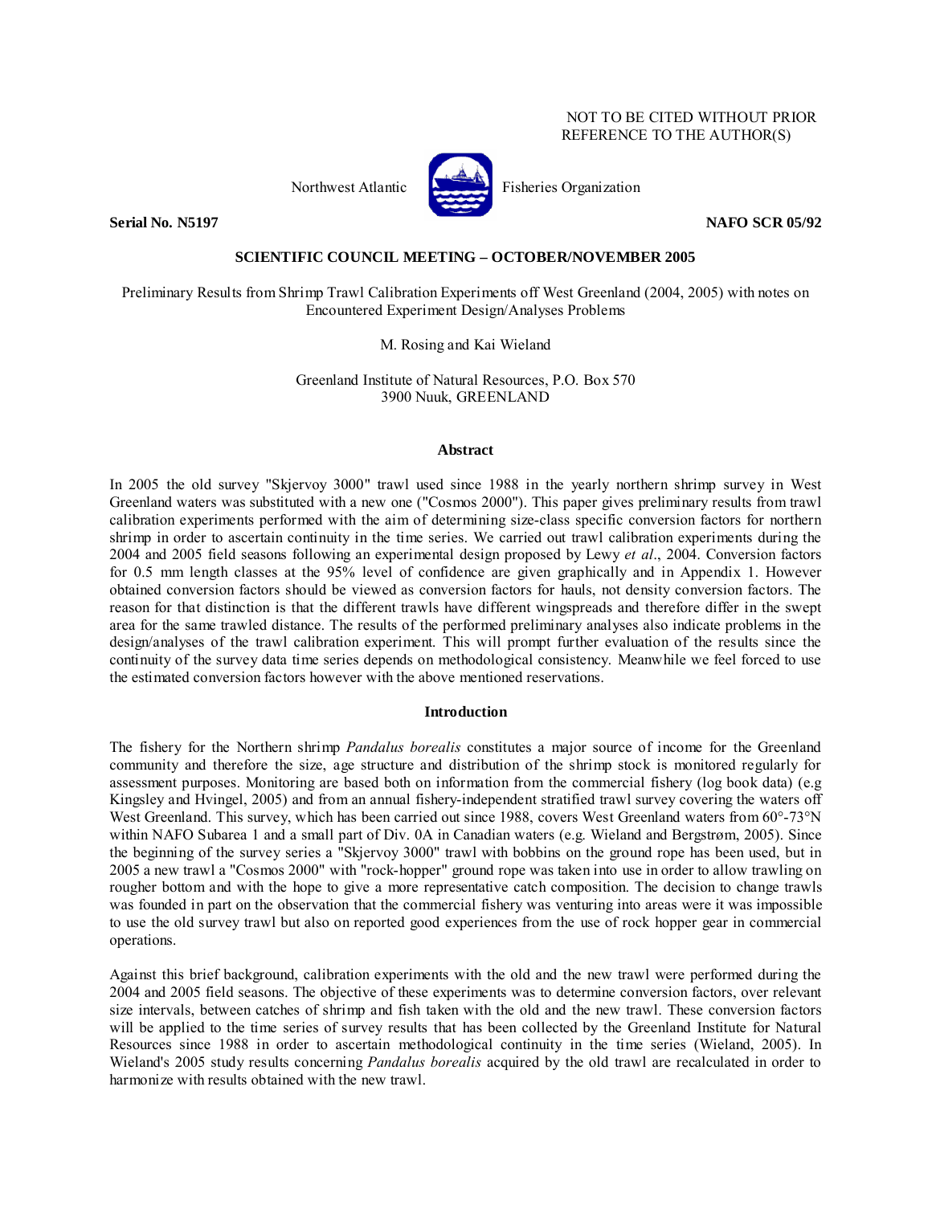NOT TO BE CITED WITHOUT PRIOR REFERENCE TO THE AUTHOR(S)

Northwest Atlantic Fisheries Organization

**Serial No. N5197** **NAFO SCR 05/92**

**SCIENTIFIC COUNCIL MEETING – OCTOBER/NOVEMBER 2005**

Preliminary Results from Shrimp Trawl Calibration Experiments off West Greenland (2004, 2005) with notes on Encountered Experiment Design/Analyses Problems

M. Rosing and Kai Wieland

Greenland Institute of Natural Resources, P.O. Box 570
3900 Nuuk, GREENLAND

## Abstract

In 2005 the old survey "Skjervoy 3000" trawl used since 1988 in the yearly northern shrimp survey in West Greenland waters was substituted with a new one ("Cosmos 2000"). This paper gives preliminary results from trawl calibration experiments performed with the aim of determining size-class specific conversion factors for northern shrimp in order to ascertain continuity in the time series. We carried out trawl calibration experiments during the 2004 and 2005 field seasons following an experimental design proposed by Lewy *et al*., 2004. Conversion factors for 0.5 mm length classes at the 95% level of confidence are given graphically and in Appendix 1. However obtained conversion factors should be viewed as conversion factors for hauls, not density conversion factors. The reason for that distinction is that the different trawls have different wingspreads and therefore differ in the swept area for the same trawled distance. The results of the performed preliminary analyses also indicate problems in the design/analyses of the trawl calibration experiment. This will prompt further evaluation of the results since the continuity of the survey data time series depends on methodological consistency. Meanwhile we feel forced to use the estimated conversion factors however with the above mentioned reservations.

## Introduction

The fishery for the Northern shrimp *Pandalus borealis* constitutes a major source of income for the Greenland community and therefore the size, age structure and distribution of the shrimp stock is monitored regularly for assessment purposes. Monitoring are based both on information from the commercial fishery (log book data) (e.g Kingsley and Hvingel, 2005) and from an annual fishery-independent stratified trawl survey covering the waters off West Greenland. This survey, which has been carried out since 1988, covers West Greenland waters from 60°-73°N within NAFO Subarea 1 and a small part of Div. 0A in Canadian waters (e.g. Wieland and Bergstrøm, 2005). Since the beginning of the survey series a "Skjervoy 3000" trawl with bobbins on the ground rope has been used, but in 2005 a new trawl a "Cosmos 2000" with "rock-hopper" ground rope was taken into use in order to allow trawling on rougher bottom and with the hope to give a more representative catch composition. The decision to change trawls was founded in part on the observation that the commercial fishery was venturing into areas were it was impossible to use the old survey trawl but also on reported good experiences from the use of rock hopper gear in commercial operations.

Against this brief background, calibration experiments with the old and the new trawl were performed during the 2004 and 2005 field seasons. The objective of these experiments was to determine conversion factors, over relevant size intervals, between catches of shrimp and fish taken with the old and the new trawl. These conversion factors will be applied to the time series of survey results that has been collected by the Greenland Institute for Natural Resources since 1988 in order to ascertain methodological continuity in the time series (Wieland, 2005). In Wieland's 2005 study results concerning *Pandalus borealis* acquired by the old trawl are recalculated in order to harmonize with results obtained with the new trawl.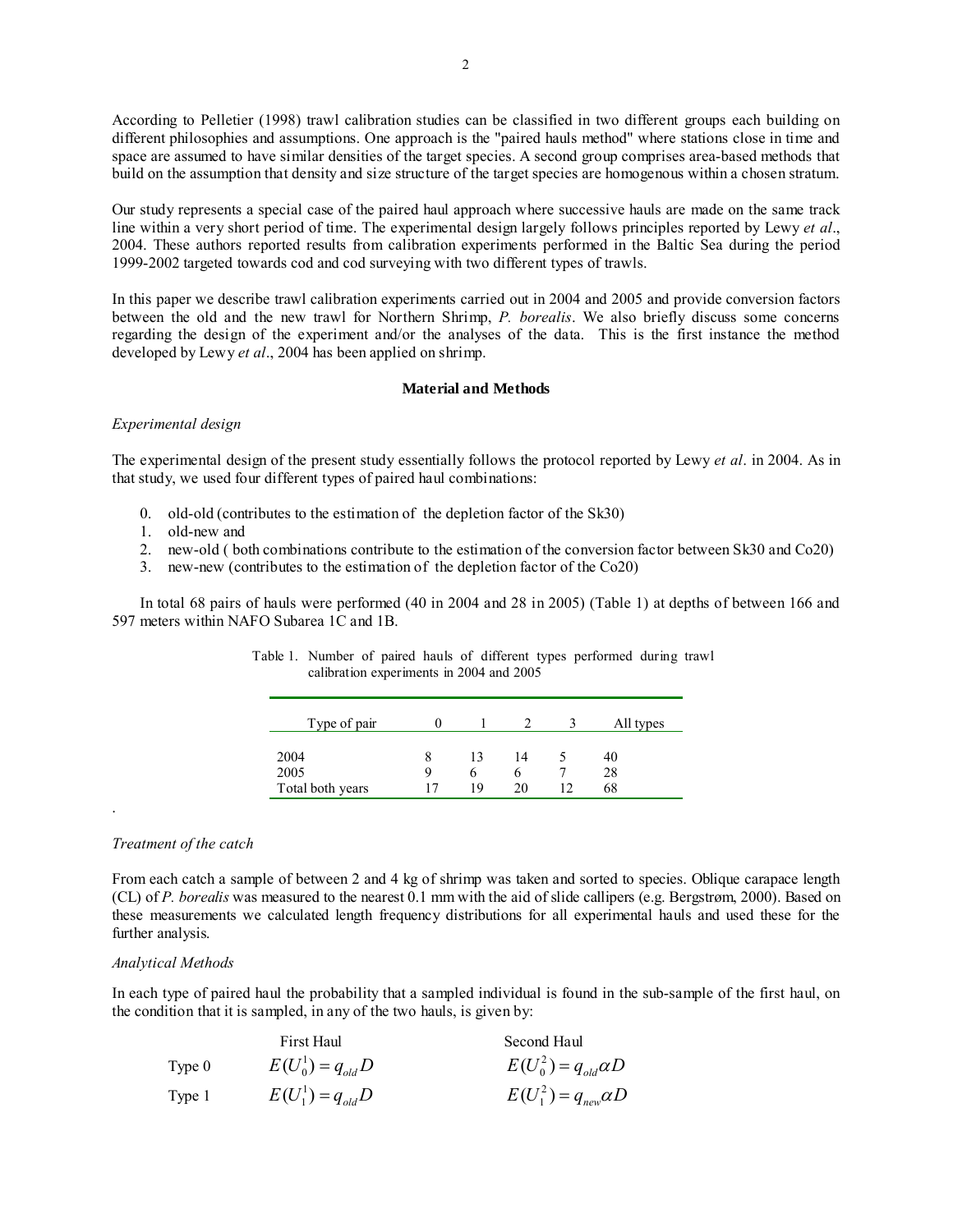According to Pelletier (1998) trawl calibration studies can be classified in two different groups each building on different philosophies and assumptions. One approach is the "paired hauls method" where stations close in time and space are assumed to have similar densities of the target species. A second group comprises area-based methods that build on the assumption that density and size structure of the target species are homogenous within a chosen stratum.

Our study represents a special case of the paired haul approach where successive hauls are made on the same track line within a very short period of time. The experimental design largely follows principles reported by Lewy *et al*., 2004. These authors reported results from calibration experiments performed in the Baltic Sea during the period 1999-2002 targeted towards cod and cod surveying with two different types of trawls.

In this paper we describe trawl calibration experiments carried out in 2004 and 2005 and provide conversion factors between the old and the new trawl for Northern Shrimp, *P. borealis*. We also briefly discuss some concerns regarding the design of the experiment and/or the analyses of the data. This is the first instance the method developed by Lewy *et al*., 2004 has been applied on shrimp.

## Material and Methods

### *Experimental design*

The experimental design of the present study essentially follows the protocol reported by Lewy *et al*. in 2004. As in that study, we used four different types of paired haul combinations:

0. old-old (contributes to the estimation of the depletion factor of the Sk30)
1. old-new and
2. new-old ( both combinations contribute to the estimation of the conversion factor between Sk30 and Co20)
3. new-new (contributes to the estimation of the depletion factor of the Co20)

In total 68 pairs of hauls were performed (40 in 2004 and 28 in 2005) (Table 1) at depths of between 166 and 597 meters within NAFO Subarea 1C and 1B.

Table 1. Number of paired hauls of different types performed during trawl calibration experiments in 2004 and 2005

| Type of pair | 0 | 1 | 2 | 3 | All types |
|---|---|---|---|---|---|
| 2004 | 8 | 13 | 14 | 5 | 40 |
| 2005 | 9 | 6 | 6 | 7 | 28 |
| Total both years | 17 | 19 | 20 | 12 | 68 |

### *Treatment of the catch*

From each catch a sample of between 2 and 4 kg of shrimp was taken and sorted to species. Oblique carapace length (CL) of *P. borealis* was measured to the nearest 0.1 mm with the aid of slide callipers (e.g. Bergstrøm, 2000). Based on these measurements we calculated length frequency distributions for all experimental hauls and used these for the further analysis.

### *Analytical Methods*

In each type of paired haul the probability that a sampled individual is found in the sub-sample of the first haul, on the condition that it is sampled, in any of the two hauls, is given by:

| | First Haul | Second Haul |
|---|---|---|
| Type 0 | $E(U_0^1) = q_{old} D$ | $E(U_0^2) = q_{old} \alpha D$ |
| Type 1 | $E(U_1^1) = q_{old} D$ | $E(U_1^2) = q_{new} \alpha D$ |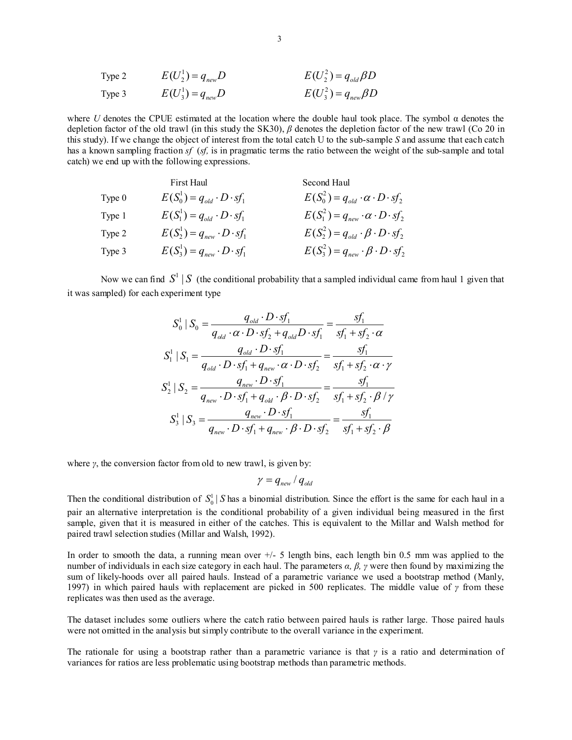| | | |
|---|---|---|
| Type 2 | $E(U_2^1) = q_{new}D$ | $E(U_2^2) = q_{old}\beta D$ |
| Type 3 | $E(U_3^1) = q_{new}D$ | $E(U_3^2) = q_{new}\beta D$ |

where *U* denotes the CPUE estimated at the location where the double haul took place. The symbol α denotes the depletion factor of the old trawl (in this study the SK30), *β* denotes the depletion factor of the new trawl (Co 20 in this study). If we change the object of interest from the total catch U to the sub-sample *S* and assume that each catch has a known sampling fraction *sf* (*sf,* is in pragmatic terms the ratio between the weight of the sub-sample and total catch) we end up with the following expressions.

| | First Haul | Second Haul |
|---|---|---|
| Type 0 | $E(S_0^1) = q_{old} \cdot D \cdot sf_1$ | $E(S_0^2) = q_{old} \cdot \alpha \cdot D \cdot sf_2$ |
| Type 1 | $E(S_1^1) = q_{old} \cdot D \cdot sf_1$ | $E(S_1^2) = q_{new} \cdot \alpha \cdot D \cdot sf_2$ |
| Type 2 | $E(S_2^1) = q_{new} \cdot D \cdot sf_1$ | $E(S_2^2) = q_{old} \cdot \beta \cdot D \cdot sf_2$ |
| Type 3 | $E(S_3^1) = q_{new} \cdot D \cdot sf_1$ | $E(S_3^2) = q_{new} \cdot \beta \cdot D \cdot sf_2$ |

Now we can find $S^1 \mid S$ (the conditional probability that a sampled individual came from haul 1 given that it was sampled) for each experiment type

$$S_0^1 \mid S_0 = \frac{q_{old} \cdot D \cdot sf_1}{q_{old} \cdot \alpha \cdot D \cdot sf_2 + q_{old} D \cdot sf_1} = \frac{sf_1}{sf_1 + sf_2 \cdot \alpha}$$

$$S_1^1 \mid S_1 = \frac{q_{old} \cdot D \cdot sf_1}{q_{old} \cdot D \cdot sf_1 + q_{new} \cdot \alpha \cdot D \cdot sf_2} = \frac{sf_1}{sf_1 + sf_2 \cdot \alpha \cdot \gamma}$$

$$S_2^1 \mid S_2 = \frac{q_{new} \cdot D \cdot sf_1}{q_{new} \cdot D \cdot sf_1 + q_{old} \cdot \beta \cdot D \cdot sf_2} = \frac{sf_1}{sf_1 + sf_2 \cdot \beta / \gamma}$$

$$S_3^1 \mid S_3 = \frac{q_{new} \cdot D \cdot sf_1}{q_{new} \cdot D \cdot sf_1 + q_{new} \cdot \beta \cdot D \cdot sf_2} = \frac{sf_1}{sf_1 + sf_2 \cdot \beta}$$

where *γ*, the conversion factor from old to new trawl, is given by:

$$\gamma = q_{new} / q_{old}$$

Then the conditional distribution of $S_0^1 \mid S$ has a binomial distribution. Since the effort is the same for each haul in a pair an alternative interpretation is the conditional probability of a given individual being measured in the first sample, given that it is measured in either of the catches. This is equivalent to the Millar and Walsh method for paired trawl selection studies (Millar and Walsh, 1992).

In order to smooth the data, a running mean over +/- 5 length bins, each length bin 0.5 mm was applied to the number of individuals in each size category in each haul. The parameters *α, β, γ* were then found by maximizing the sum of likely-hoods over all paired hauls. Instead of a parametric variance we used a bootstrap method (Manly, 1997) in which paired hauls with replacement are picked in 500 replicates. The middle value of *γ* from these replicates was then used as the average.

The dataset includes some outliers where the catch ratio between paired hauls is rather large. Those paired hauls were not omitted in the analysis but simply contribute to the overall variance in the experiment.

The rationale for using a bootstrap rather than a parametric variance is that *γ* is a ratio and determination of variances for ratios are less problematic using bootstrap methods than parametric methods.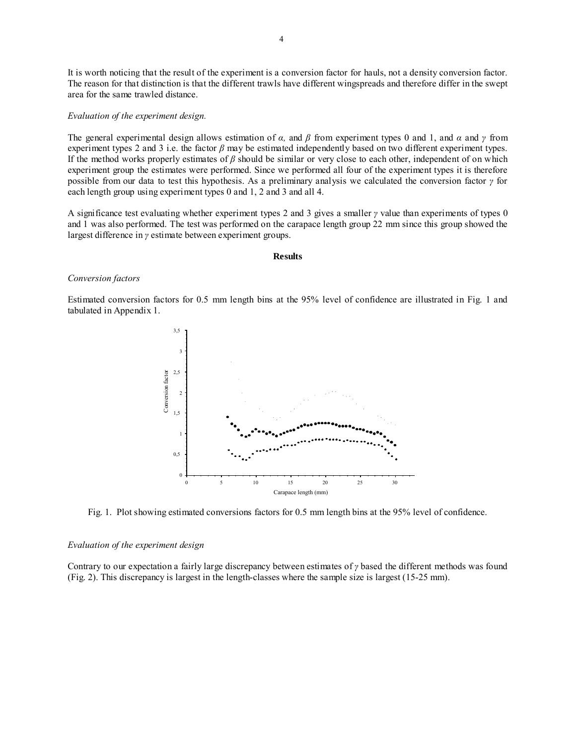It is worth noticing that the result of the experiment is a conversion factor for hauls, not a density conversion factor. The reason for that distinction is that the different trawls have different wingspreads and therefore differ in the swept area for the same trawled distance.

*Evaluation of the experiment design.*

The general experimental design allows estimation of $\alpha$, and $\beta$ from experiment types 0 and 1, and $\alpha$ and $\gamma$ from experiment types 2 and 3 i.e. the factor $\beta$ may be estimated independently based on two different experiment types. If the method works properly estimates of $\beta$ should be similar or very close to each other, independent of on which experiment group the estimates were performed. Since we performed all four of the experiment types it is therefore possible from our data to test this hypothesis. As a preliminary analysis we calculated the conversion factor $\gamma$ for each length group using experiment types 0 and 1, 2 and 3 and all 4.

A significance test evaluating whether experiment types 2 and 3 gives a smaller $\gamma$ value than experiments of types 0 and 1 was also performed. The test was performed on the carapace length group 22 mm since this group showed the largest difference in $\gamma$ estimate between experiment groups.

## Results

*Conversion factors*

Estimated conversion factors for 0.5 mm length bins at the 95% level of confidence are illustrated in Fig. 1 and tabulated in Appendix 1.

Fig. 1. Plot showing estimated conversions factors for 0.5 mm length bins at the 95% level of confidence.

*Evaluation of the experiment design*

Contrary to our expectation a fairly large discrepancy between estimates of $\gamma$ based the different methods was found (Fig. 2). This discrepancy is largest in the length-classes where the sample size is largest (15-25 mm).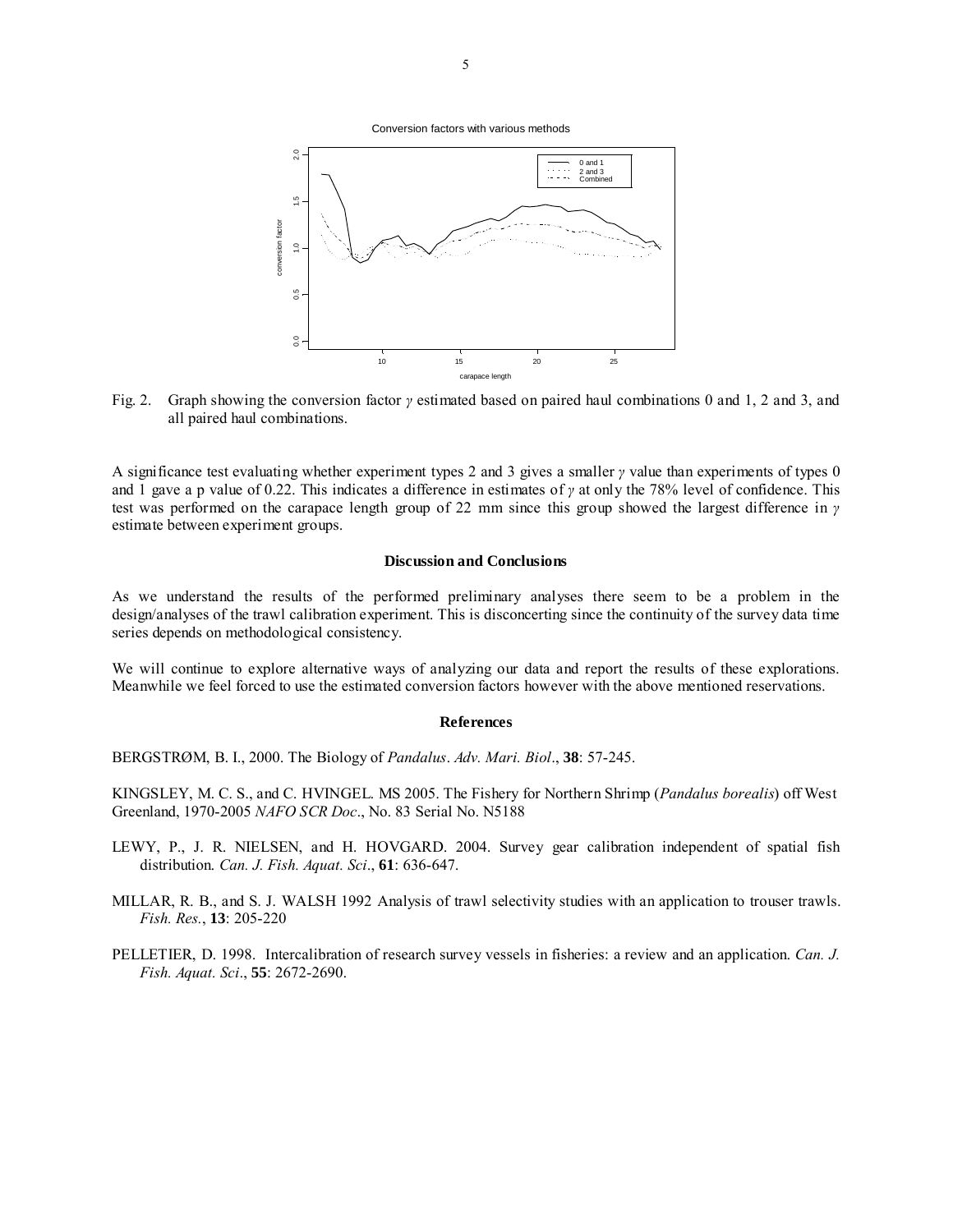Fig. 2. Graph showing the conversion factor $\gamma$ estimated based on paired haul combinations 0 and 1, 2 and 3, and all paired haul combinations.

A significance test evaluating whether experiment types 2 and 3 gives a smaller $\gamma$ value than experiments of types 0 and 1 gave a p value of 0.22. This indicates a difference in estimates of $\gamma$ at only the 78% level of confidence. This test was performed on the carapace length group of 22 mm since this group showed the largest difference in $\gamma$ estimate between experiment groups.

### Discussion and Conclusions

As we understand the results of the performed preliminary analyses there seem to be a problem in the design/analyses of the trawl calibration experiment. This is disconcerting since the continuity of the survey data time series depends on methodological consistency.

We will continue to explore alternative ways of analyzing our data and report the results of these explorations. Meanwhile we feel forced to use the estimated conversion factors however with the above mentioned reservations.

### References

BERGSTRØM, B. I., 2000. The Biology of *Pandalus*. *Adv. Mari. Biol*., **38**: 57-245.

KINGSLEY, M. C. S., and C. HVINGEL. MS 2005. The Fishery for Northern Shrimp (*Pandalus borealis*) off West Greenland, 1970-2005 *NAFO SCR Doc*., No. 83 Serial No. N5188

LEWY, P., J. R. NIELSEN, and H. HOVGARD. 2004. Survey gear calibration independent of spatial fish distribution. *Can. J. Fish. Aquat. Sci*., **61**: 636-647.

MILLAR, R. B., and S. J. WALSH 1992 Analysis of trawl selectivity studies with an application to trouser trawls. *Fish. Res.*, **13**: 205-220

PELLETIER, D. 1998. Intercalibration of research survey vessels in fisheries: a review and an application. *Can. J. Fish. Aquat. Sci*., **55**: 2672-2690.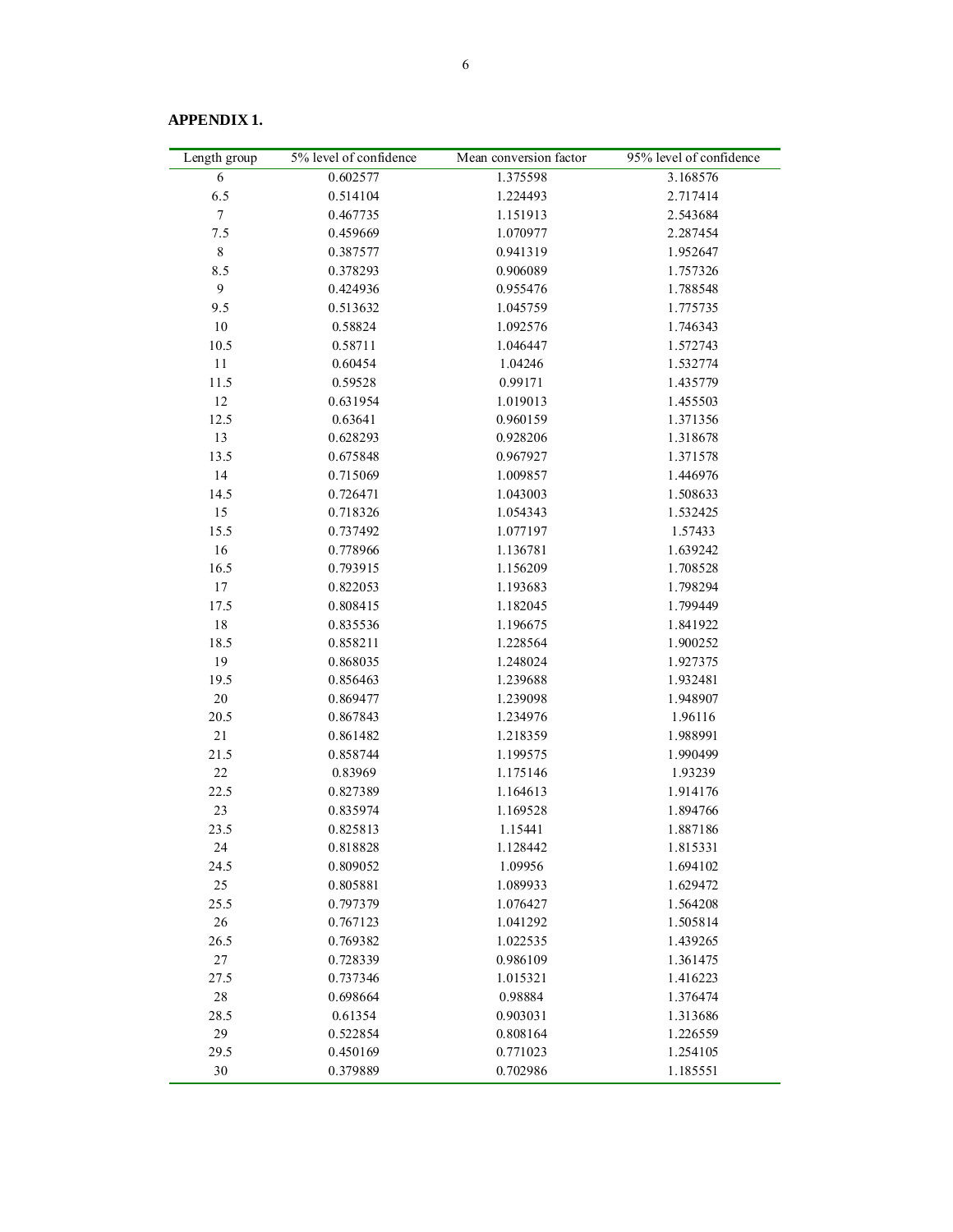**APPENDIX 1.**

| Length group | 5% level of confidence | Mean conversion factor | 95% level of confidence |
|---|---|---|---|
| 6 | 0.602577 | 1.375598 | 3.168576 |
| 6.5 | 0.514104 | 1.224493 | 2.717414 |
| 7 | 0.467735 | 1.151913 | 2.543684 |
| 7.5 | 0.459669 | 1.070977 | 2.287454 |
| 8 | 0.387577 | 0.941319 | 1.952647 |
| 8.5 | 0.378293 | 0.906089 | 1.757326 |
| 9 | 0.424936 | 0.955476 | 1.788548 |
| 9.5 | 0.513632 | 1.045759 | 1.775735 |
| 10 | 0.58824 | 1.092576 | 1.746343 |
| 10.5 | 0.58711 | 1.046447 | 1.572743 |
| 11 | 0.60454 | 1.04246 | 1.532774 |
| 11.5 | 0.59528 | 0.99171 | 1.435779 |
| 12 | 0.631954 | 1.019013 | 1.455503 |
| 12.5 | 0.63641 | 0.960159 | 1.371356 |
| 13 | 0.628293 | 0.928206 | 1.318678 |
| 13.5 | 0.675848 | 0.967927 | 1.371578 |
| 14 | 0.715069 | 1.009857 | 1.446976 |
| 14.5 | 0.726471 | 1.043003 | 1.508633 |
| 15 | 0.718326 | 1.054343 | 1.532425 |
| 15.5 | 0.737492 | 1.077197 | 1.57433 |
| 16 | 0.778966 | 1.136781 | 1.639242 |
| 16.5 | 0.793915 | 1.156209 | 1.708528 |
| 17 | 0.822053 | 1.193683 | 1.798294 |
| 17.5 | 0.808415 | 1.182045 | 1.799449 |
| 18 | 0.835536 | 1.196675 | 1.841922 |
| 18.5 | 0.858211 | 1.228564 | 1.900252 |
| 19 | 0.868035 | 1.248024 | 1.927375 |
| 19.5 | 0.856463 | 1.239688 | 1.932481 |
| 20 | 0.869477 | 1.239098 | 1.948907 |
| 20.5 | 0.867843 | 1.234976 | 1.96116 |
| 21 | 0.861482 | 1.218359 | 1.988991 |
| 21.5 | 0.858744 | 1.199575 | 1.990499 |
| 22 | 0.83969 | 1.175146 | 1.93239 |
| 22.5 | 0.827389 | 1.164613 | 1.914176 |
| 23 | 0.835974 | 1.169528 | 1.894766 |
| 23.5 | 0.825813 | 1.15441 | 1.887186 |
| 24 | 0.818828 | 1.128442 | 1.815331 |
| 24.5 | 0.809052 | 1.09956 | 1.694102 |
| 25 | 0.805881 | 1.089933 | 1.629472 |
| 25.5 | 0.797379 | 1.076427 | 1.564208 |
| 26 | 0.767123 | 1.041292 | 1.505814 |
| 26.5 | 0.769382 | 1.022535 | 1.439265 |
| 27 | 0.728339 | 0.986109 | 1.361475 |
| 27.5 | 0.737346 | 1.015321 | 1.416223 |
| 28 | 0.698664 | 0.98884 | 1.376474 |
| 28.5 | 0.61354 | 0.903031 | 1.313686 |
| 29 | 0.522854 | 0.808164 | 1.226559 |
| 29.5 | 0.450169 | 0.771023 | 1.254105 |
| 30 | 0.379889 | 0.702986 | 1.185551 |